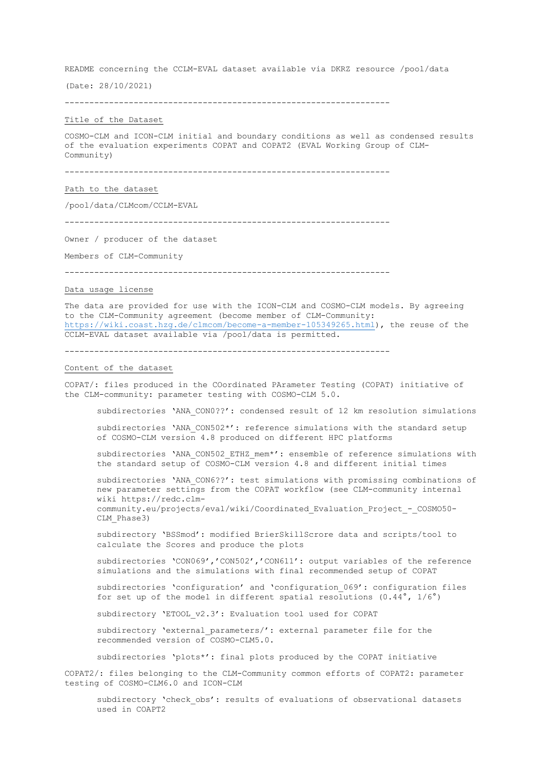README concerning the CCLM-EVAL dataset available via DKRZ resource /pool/data

(Date: 28/10/2021)

---

Title of the Dataset

COSMO-CLM and ICON-CLM initial and boundary conditions as well as condensed results of the evaluation experiments COPAT and COPAT2 (EVAL Working Group of CLM-Community)

---

Path to the dataset

/pool/data/CLMcom/CCLM-EVAL

---

Owner / producer of the dataset

Members of CLM-Community

---

Data usage license

The data are provided for use with the ICON-CLM and COSMO-CLM models. By agreeing to the CLM-Community agreement (become member of CLM-Community: https://wiki.coast.hzg.de/clmcom/become-a-member-105349265.html), the reuse of the CCLM-EVAL dataset available via /pool/data is permitted.

---

Content of the dataset

COPAT/: files produced in the COordinated PArameter Testing (COPAT) initiative of the CLM-community: parameter testing with COSMO-CLM 5.0.

- subdirectories 'ANA_CON0??': condensed result of 12 km resolution simulations
- subdirectories 'ANA_CON502*': reference simulations with the standard setup of COSMO-CLM version 4.8 produced on different HPC platforms
- subdirectories 'ANA_CON502_ETHZ_mem*': ensemble of reference simulations with the standard setup of COSMO-CLM version 4.8 and different initial times
- subdirectories 'ANA_CON6??': test simulations with promissing combinations of new parameter settings from the COPAT workflow (see CLM-community internal wiki https://redc.clm-community.eu/projects/eval/wiki/Coordinated_Evaluation_Project_-_COSMO50-CLM_Phase3)
- subdirectory 'BSSmod': modified BrierSkillScrore data and scripts/tool to calculate the Scores and produce the plots
- subdirectories 'CON069','CON502','CON611': output variables of the reference simulations and the simulations with final recommended setup of COPAT
- subdirectories 'configuration' and 'configuration_069': configuration files for set up of the model in different spatial resolutions (0.44°, 1/6°)
- subdirectory 'ETOOL_v2.3': Evaluation tool used for COPAT
- subdirectory 'external_parameters/': external parameter file for the recommended version of COSMO-CLM5.0.
- subdirectories 'plots*': final plots produced by the COPAT initiative

COPAT2/: files belonging to the CLM-Community common efforts of COPAT2: parameter testing of COSMO-CLM6.0 and ICON-CLM

- subdirectory 'check_obs': results of evaluations of observational datasets used in COAPT2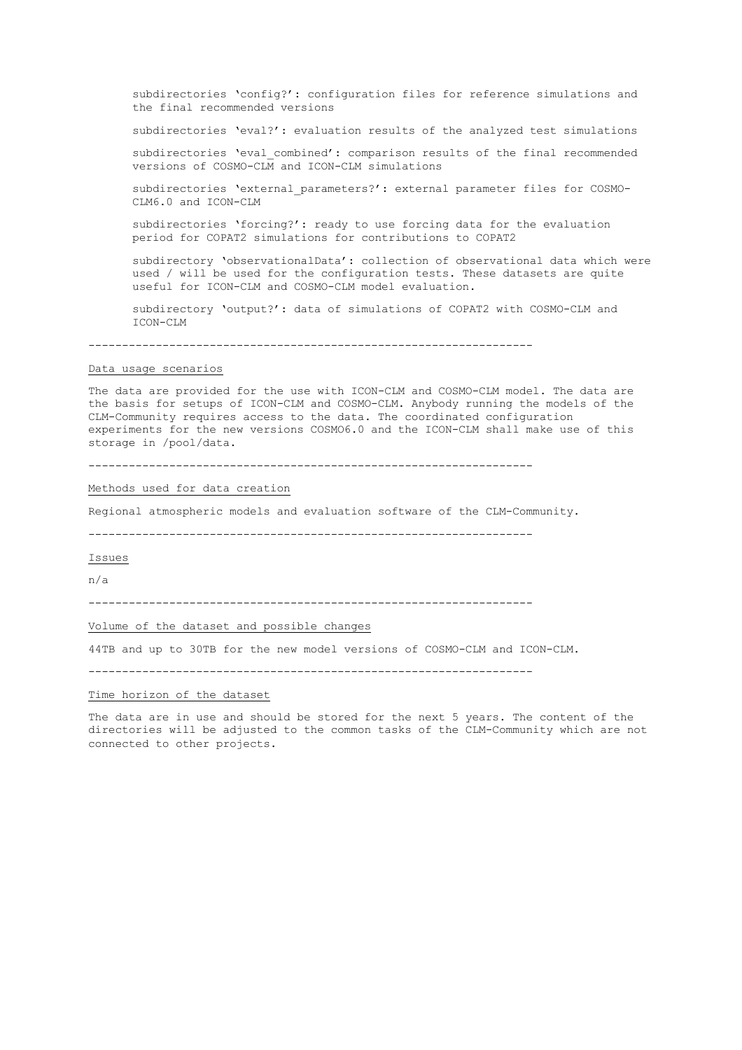subdirectories ‘config?’: configuration files for reference simulations and the final recommended versions

subdirectories ‘eval?’: evaluation results of the analyzed test simulations

subdirectories ‘eval_combined’: comparison results of the final recommended versions of COSMO-CLM and ICON-CLM simulations

subdirectories ‘external_parameters?’: external parameter files for COSMO-CLM6.0 and ICON-CLM

subdirectories ‘forcing?’: ready to use forcing data for the evaluation period for COPAT2 simulations for contributions to COPAT2

subdirectory ‘observationalData’: collection of observational data which were used / will be used for the configuration tests. These datasets are quite useful for ICON-CLM and COSMO-CLM model evaluation.

subdirectory ‘output?’: data of simulations of COPAT2 with COSMO-CLM and ICON-CLM

---

Data usage scenarios

The data are provided for the use with ICON-CLM and COSMO-CLM model. The data are the basis for setups of ICON-CLM and COSMO-CLM. Anybody running the models of the CLM-Community requires access to the data. The coordinated configuration experiments for the new versions COSMO6.0 and the ICON-CLM shall make use of this storage in /pool/data.

---

Methods used for data creation

Regional atmospheric models and evaluation software of the CLM-Community.

---

Issues

n/a

---

Volume of the dataset and possible changes

44TB and up to 30TB for the new model versions of COSMO-CLM and ICON-CLM.

---

Time horizon of the dataset

The data are in use and should be stored for the next 5 years. The content of the directories will be adjusted to the common tasks of the CLM-Community which are not connected to other projects.